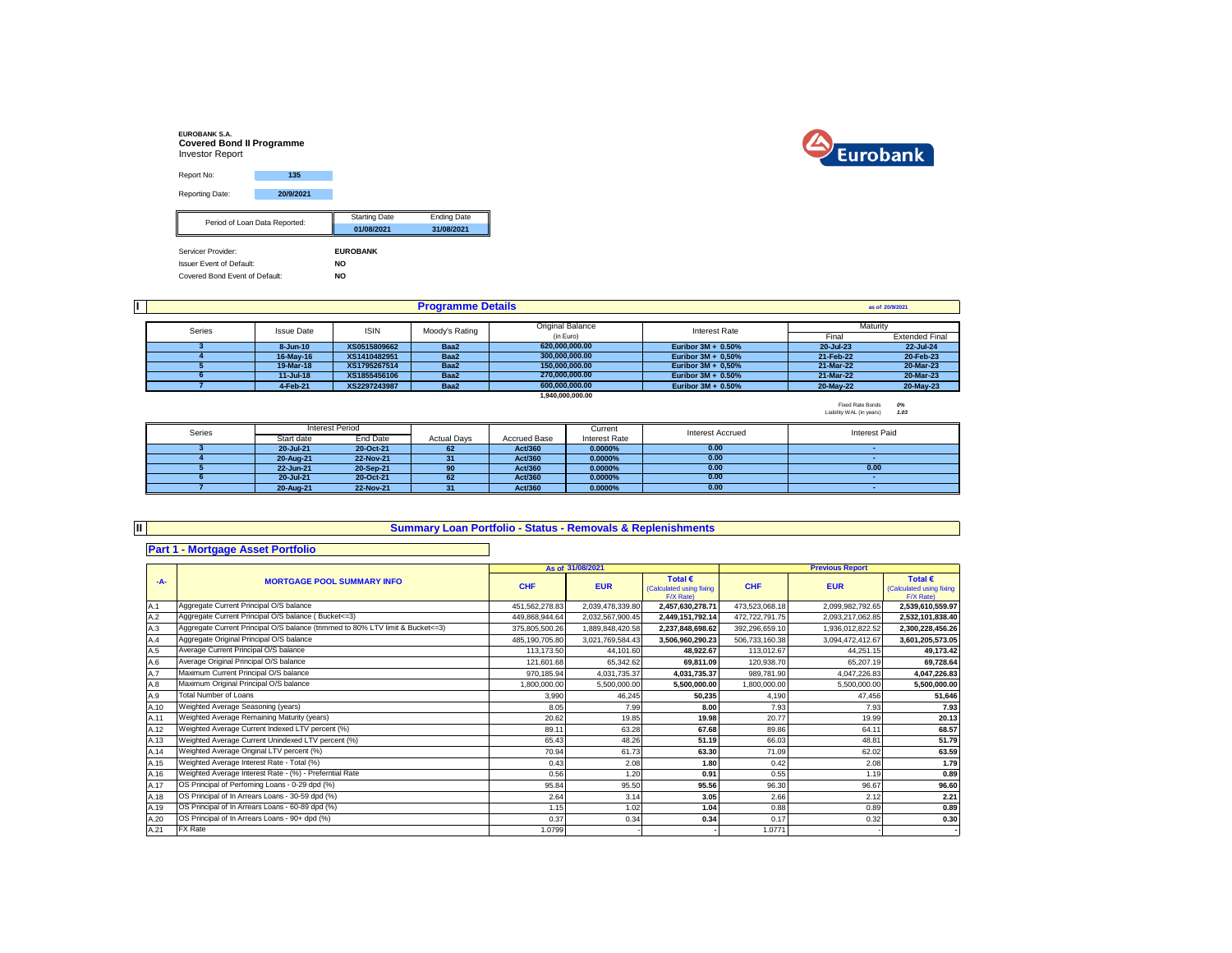**EUROBANK S.A.**
**Covered Bond II Programme**
Investor Report

Report No: **135**

Reporting Date: **20/9/2021**

| Period of Loan Data Reported: | Starting Date | Ending Date |
|---|---|---|
| | 01/08/2021 | 31/08/2021 |

Servicer Provider: **EUROBANK**
Issuer Event of Default: **NO**
Covered Bond Event of Default: **NO**

## I Programme Details

as of 20/9/2021

| Series | Issue Date | ISIN | Moody's Rating | Original Balance (in Euro) | Interest Rate | Maturity Final | Maturity Extended Final |
|---|---|---|---|---|---|---|---|
| 3 | 8-Jun-10 | XS0515809662 | Baa2 | 620,000,000.00 | Euribor 3M + 0.50% | 20-Jul-23 | 22-Jul-24 |
| 4 | 16-May-16 | XS1410482951 | Baa2 | 300,000,000.00 | Euribor 3M + 0,50% | 21-Feb-22 | 20-Feb-23 |
| 5 | 19-Mar-18 | XS1795267514 | Baa2 | 150,000,000.00 | Euribor 3M + 0,50% | 21-Mar-22 | 20-Mar-23 |
| 6 | 11-Jul-18 | XS1855456106 | Baa2 | 270,000,000.00 | Euribor 3M + 0.50% | 21-Mar-22 | 20-Mar-23 |
| 7 | 4-Feb-21 | XS2297243987 | Baa2 | 600,000,000.00 | Euribor 3M + 0.50% | 20-May-22 | 20-May-23 |
| | | | | 1,940,000,000.00 | | | |

Fixed Rate Bonds *0%*
Liability WAL (in years) *1.03*

| Series | Interest Period Start date | Interest Period End Date | Actual Days | Accrued Base | Current Interest Rate | Interest Accrued | Interest Paid |
|---|---|---|---|---|---|---|---|
| 3 | 20-Jul-21 | 20-Oct-21 | 62 | Act/360 | 0.0000% | 0.00 | - |
| 4 | 20-Aug-21 | 22-Nov-21 | 31 | Act/360 | 0.0000% | 0.00 | - |
| 5 | 22-Jun-21 | 20-Sep-21 | 90 | Act/360 | 0.0000% | 0.00 | 0.00 |
| 6 | 20-Jul-21 | 20-Oct-21 | 62 | Act/360 | 0.0000% | 0.00 | - |
| 7 | 20-Aug-21 | 22-Nov-21 | 31 | Act/360 | 0.0000% | 0.00 | - |

## II Summary Loan Portfolio - Status - Removals & Replenishments

### Part 1 - Mortgage Asset Portfolio

| -A- | MORTGAGE POOL SUMMARY INFO | As of 31/08/2021 CHF | As of 31/08/2021 EUR | As of 31/08/2021 Total € (Calculated using fixing F/X Rate) | Previous Report CHF | Previous Report EUR | Previous Report Total € (Calculated using fixing F/X Rate) |
|---|---|---|---|---|---|---|---|
| A.1 | Aggregate Current Principal O/S balance | 451,562,278.83 | 2,039,478,339.80 | **2,457,630,278.71** | 473,523,068.18 | 2,099,982,792.65 | **2,539,610,559.97** |
| A.2 | Aggregate Current Principal O/S balance ( Bucket<=3) | 449,868,944.64 | 2,032,567,900.45 | **2,449,151,792.14** | 472,722,791.75 | 2,093,217,062.85 | **2,532,101,838.40** |
| A.3 | Aggregate Current Principal O/S balance (trimmed to 80% LTV limit & Bucket<=3) | 375,805,500.26 | 1,889,848,420.58 | **2,237,848,698.62** | 392,296,659.10 | 1,936,012,822.52 | **2,300,228,456.26** |
| A.4 | Aggregate Original Principal O/S balance | 485,190,705.80 | 3,021,769,584.43 | **3,506,960,290.23** | 506,733,160.38 | 3,094,472,412.67 | **3,601,205,573.05** |
| A.5 | Average Current Principal O/S balance | 113,173.50 | 44,101.60 | **48,922.67** | 113,012.67 | 44,251.15 | **49,173.42** |
| A.6 | Average Original Principal O/S balance | 121,601.68 | 65,342.62 | **69,811.09** | 120,938.70 | 65,207.19 | **69,728.64** |
| A.7 | Maximum Current Principal O/S balance | 970,185.94 | 4,031,735.37 | **4,031,735.37** | 989,781.90 | 4,047,226.83 | **4,047,226.83** |
| A.8 | Maximum Original Principal O/S balance | 1,800,000.00 | 5,500,000.00 | **5,500,000.00** | 1,800,000.00 | 5,500,000.00 | **5,500,000.00** |
| A.9 | Total Number of Loans | 3,990 | 46,245 | **50,235** | 4,190 | 47,456 | **51,646** |
| A.10 | Weighted Average Seasoning (years) | 8.05 | 7.99 | **8.00** | 7.93 | 7.93 | **7.93** |
| A.11 | Weighted Average Remaining Maturity (years) | 20.62 | 19.85 | **19.98** | 20.77 | 19.99 | **20.13** |
| A.12 | Weighted Average Current Indexed LTV percent (%) | 89.11 | 63.28 | **67.68** | 89.86 | 64.11 | **68.57** |
| A.13 | Weighted Average Current Unindexed LTV percent (%) | 65.43 | 48.26 | **51.19** | 66.03 | 48.81 | **51.79** |
| A.14 | Weighted Average Original LTV percent (%) | 70.94 | 61.73 | **63.30** | 71.09 | 62.02 | **63.59** |
| A.15 | Weighted Average Interest Rate - Total (%) | 0.43 | 2.08 | **1.80** | 0.42 | 2.08 | **1.79** |
| A.16 | Weighted Average Interest Rate - (%) - Preferntial Rate | 0.56 | 1.20 | **0.91** | 0.55 | 1.19 | **0.89** |
| A.17 | OS Principal of Perfoming Loans - 0-29 dpd (%) | 95.84 | 95.50 | **95.56** | 96.30 | 96.67 | **96.60** |
| A.18 | OS Principal of In Arrears Loans - 30-59 dpd (%) | 2.64 | 3.14 | **3.05** | 2.66 | 2.12 | **2.21** |
| A.19 | OS Principal of In Arrears Loans - 60-89 dpd (%) | 1.15 | 1.02 | **1.04** | 0.88 | 0.89 | **0.89** |
| A.20 | OS Principal of In Arrears Loans - 90+ dpd (%) | 0.37 | 0.34 | **0.34** | 0.17 | 0.32 | **0.30** |
| A.21 | FX Rate | 1.0799 | - | **-** | 1.0771 | - | **-** |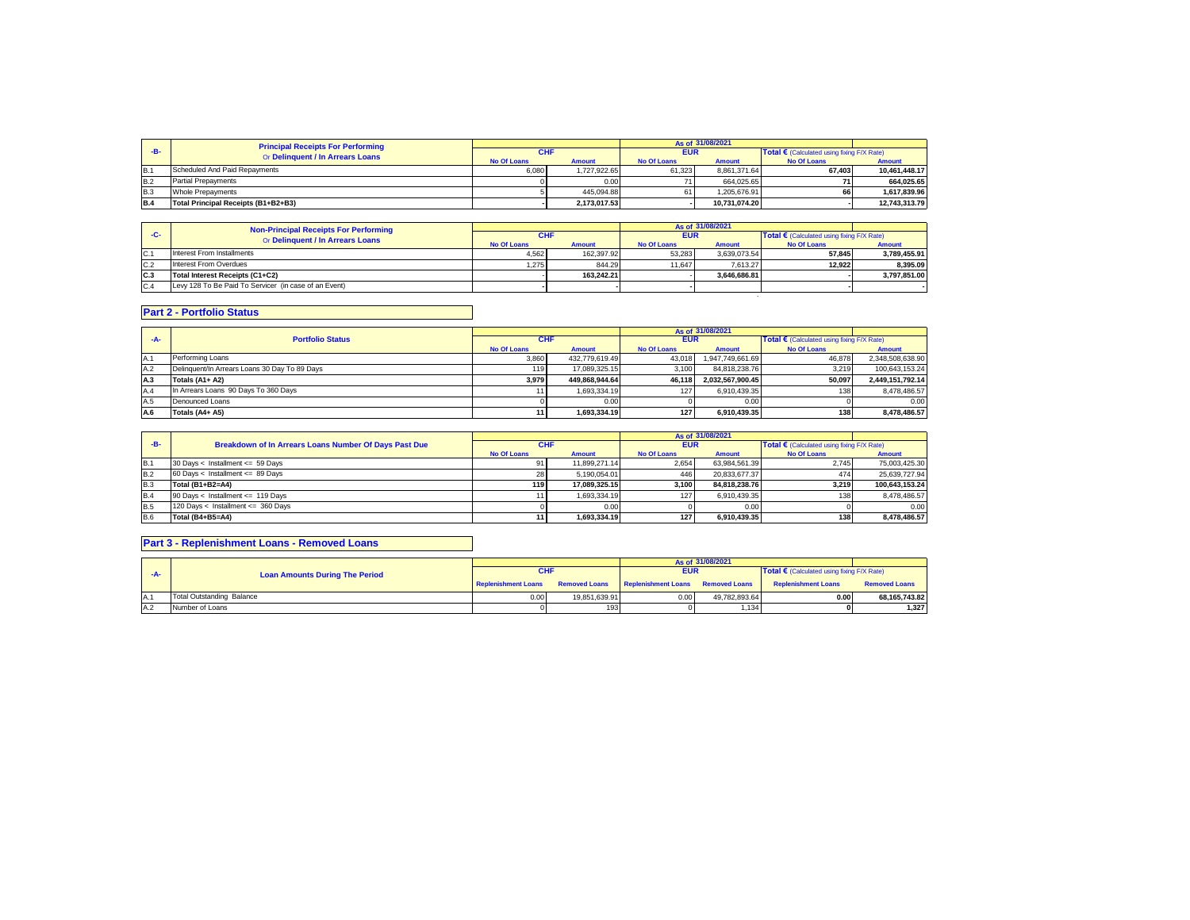| -B- | Principal Receipts For Performing Or Delinquent / In Arrears Loans | As of 31/08/2021 | | | | | |
|---|---|---|---|---|---|---|---|
| | | CHF | | EUR | | Total € (Calculated using fixing F/X Rate) | |
| | | No Of Loans | Amount | No Of Loans | Amount | No Of Loans | Amount |
| B.1 | Scheduled And Paid Repayments | 6,080 | 1,727,922.65 | 61,323 | 8,861,371.64 | 67,403 | 10,461,448.17 |
| B.2 | Partial Prepayments | 0 | 0.00 | 71 | 664,025.65 | 71 | 664,025.65 |
| B.3 | Whole Prepayments | 5 | 445,094.88 | 61 | 1,205,676.91 | 66 | 1,617,839.96 |
| **B.4** | **Total Principal Receipts (B1+B2+B3)** | - | **2,173,017.53** | - | **10,731,074.20** | - | **12,743,313.79** |

| -C- | Non-Principal Receipts For Performing Or Delinquent / In Arrears Loans | As of 31/08/2021 | | | | | |
|---|---|---|---|---|---|---|---|
| | | CHF | | EUR | | Total € (Calculated using fixing F/X Rate) | |
| | | No Of Loans | Amount | No Of Loans | Amount | No Of Loans | Amount |
| C.1 | Interest From Installments | 4,562 | 162,397.92 | 53,283 | 3,639,073.54 | 57,845 | 3,789,455.91 |
| C.2 | Interest From Overdues | 1,275 | 844.29 | 11,647 | 7,613.27 | 12,922 | 8,395.09 |
| **C.3** | **Total Interest Receipts (C1+C2)** | - | **163,242.21** | - | **3,646,686.81** | - | **3,797,851.00** |
| C.4 | Levy 128 To Be Paid To Servicer (in case of an Event) | - | - | - | | - | - |

## Part 2 - Portfolio Status

| -A- | Portfolio Status | As of 31/08/2021 | | | | | |
|---|---|---|---|---|---|---|---|
| | | CHF | | EUR | | Total € (Calculated using fixing F/X Rate) | |
| | | No Of Loans | Amount | No Of Loans | Amount | No Of Loans | Amount |
| A.1 | Performing Loans | 3,860 | 432,779,619.49 | 43,018 | 1,947,749,661.69 | 46,878 | 2,348,508,638.90 |
| A.2 | Delinquent/In Arrears Loans 30 Day To 89 Days | 119 | 17,089,325.15 | 3,100 | 84,818,238.76 | 3,219 | 100,643,153.24 |
| **A.3** | **Totals (A1+ A2)** | **3,979** | **449,868,944.64** | **46,118** | **2,032,567,900.45** | **50,097** | **2,449,151,792.14** |
| A.4 | In Arrears Loans 90 Days To 360 Days | 11 | 1,693,334.19 | 127 | 6,910,439.35 | 138 | 8,478,486.57 |
| A.5 | Denounced Loans | 0 | 0.00 | 0 | 0.00 | 0 | 0.00 |
| **A.6** | **Totals (A4+ A5)** | **11** | **1,693,334.19** | **127** | **6,910,439.35** | **138** | **8,478,486.57** |

| -B- | Breakdown of In Arrears Loans Number Of Days Past Due | As of 31/08/2021 | | | | | |
|---|---|---|---|---|---|---|---|
| | | CHF | | EUR | | Total € (Calculated using fixing F/X Rate) | |
| | | No Of Loans | Amount | No Of Loans | Amount | No Of Loans | Amount |
| B.1 | 30 Days < Installment <= 59 Days | 91 | 11,899,271.14 | 2,654 | 63,984,561.39 | 2,745 | 75,003,425.30 |
| B.2 | 60 Days < Installment <= 89 Days | 28 | 5,190,054.01 | 446 | 20,833,677.37 | 474 | 25,639,727.94 |
| **B.3** | **Total (B1+B2=A4)** | **119** | **17,089,325.15** | **3,100** | **84,818,238.76** | **3,219** | **100,643,153.24** |
| B.4 | 90 Days < Installment <= 119 Days | 11 | 1,693,334.19 | 127 | 6,910,439.35 | 138 | 8,478,486.57 |
| B.5 | 120 Days < Installment <= 360 Days | 0 | 0.00 | 0 | 0.00 | 0 | 0.00 |
| **B.6** | **Total (B4+B5=A4)** | **11** | **1,693,334.19** | **127** | **6,910,439.35** | **138** | **8,478,486.57** |

## Part 3 - Replenishment Loans - Removed Loans

| -A- | Loan Amounts During The Period | As of 31/08/2021 | | | | | |
|---|---|---|---|---|---|---|---|
| | | CHF | | EUR | | Total € (Calculated using fixing F/X Rate) | |
| | | Replenishment Loans | Removed Loans | Replenishment Loans | Removed Loans | Replenishment Loans | Removed Loans |
| A.1 | Total Outstanding Balance | 0.00 | 19,851,639.91 | 0.00 | 49,782,893.64 | 0.00 | 68,165,743.82 |
| A.2 | Number of Loans | 0 | 193 | 0 | 1,134 | 0 | 1,327 |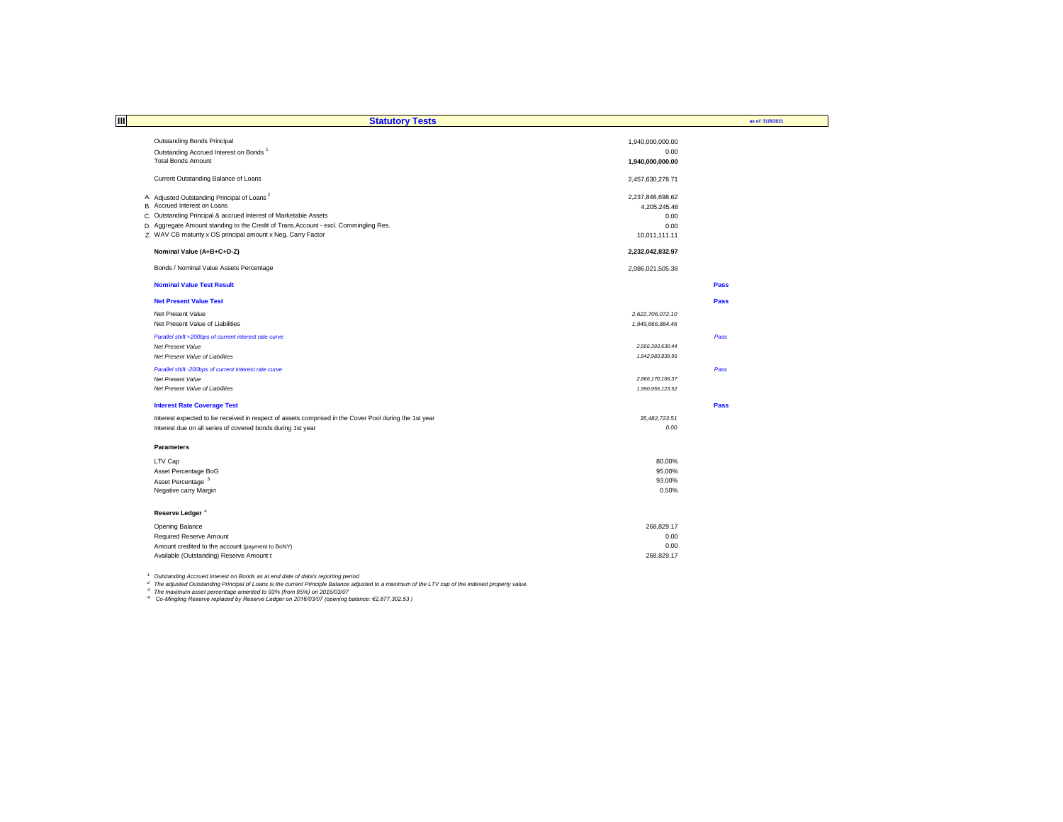## III Statistical Tests

**Statutory Tests** — as of 31/8/2021

| | | |
|---|---|---|
| Outstanding Bonds Principal | 1,940,000,000.00 | |
| Outstanding Accrued Interest on Bonds [1] | 0.00 | |
| Total Bonds Amount | **1,940,000,000.00** | |
| | | |
| Current Outstanding Balance of Loans | 2,457,630,278.71 | |
| | | |
| A. Adjusted Outstanding Principal of Loans [2] | 2,237,848,698.62 | |
| B. Accrued Interest on Loans | 4,205,245.46 | |
| C. Outstanding Principal & accrued Interest of Marketable Assets | 0.00 | |
| D. Aggregate Amount standing to the Credit of Trans.Account - excl. Commingling Res. | 0.00 | |
| Z. WAV CB maturity x OS principal amount x Neg. Carry Factor | 10,011,111.11 | |
| | | |
| **Nominal Value (A+B+C+D-Z)** | **2,232,042,832.97** | |
| | | |
| Bonds / Nominal Value Assets Percentage | 2,086,021,505.38 | |
| | | |
| **Nominal Value Test Result** | | **Pass** |
| | | |
| **Net Present Value Test** | | **Pass** |
| Net Present Value | *2,622,706,072.10* | |
| Net Present Value of Liabilities | *1,949,666,884.46* | |
| *Parallel shift +200bps of current interest rate curve* | | *Pass* |
| *Net Present Value* | *2,556,393,630.44* | |
| *Net Present Value of Liabilities* | *1,942,983,839.95* | |
| *Parallel shift -200bps of current interest rate curve* | | *Pass* |
| *Net Present Value* | *2,866,170,166.37* | |
| *Net Present Value of Liabilities* | *1,990,955,123.52* | |
| | | |
| **Interest Rate Coverage Test** | | **Pass** |
| Interest expected to be received in respect of assets comprised in the Cover Pool during the 1st year | *35,482,723.51* | |
| Interest due on all series of covered bonds during 1st year | *0.00* | |

**Parameters**

| | |
|---|---|
| LTV Cap | 80.00% |
| Asset Percentage BoG | 95.00% |
| Asset Percentage [3] | 93.00% |
| Negative carry Margin | 0.50% |

**Reserve Ledger** [4]

| | |
|---|---|
| Opening Balance | 268,829.17 |
| Required Reserve Amount | 0.00 |
| Amount credited to the account (payment to BoNY) | 0.00 |
| Available (Outstanding) Reserve Amount t | 268,829.17 |

*[1] Outstanding Accrued Interest on Bonds as at end date of data's reporting period*

*[2] The adjusted Outstanding Principal of Loans is the current Principle Balance adjusted to a maximum of the LTV cap of the indexed property value.*

*[3] The maximum asset percentage amented to 93% (from 95%) on 2016/03/07*

*[4] Co-Mingling Reserve replaced by Reserve Ledger on 2016/03/07 (opening balance: €2,877,302.53 )*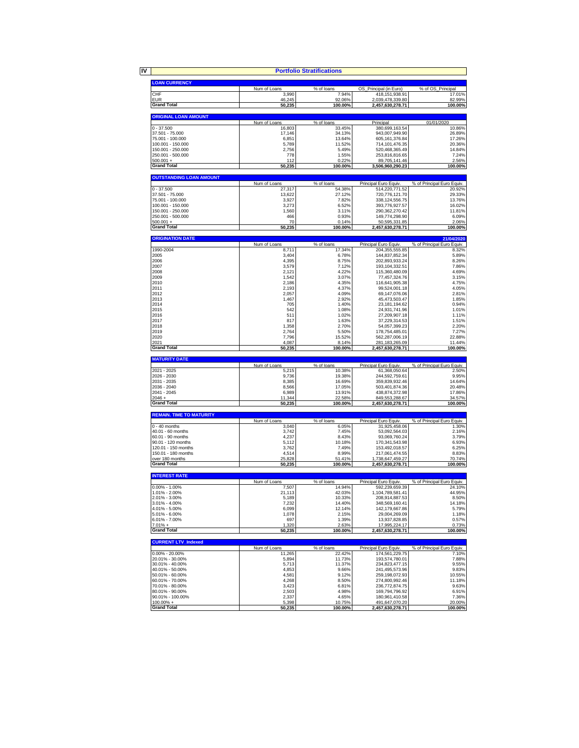# IV Portfolio Stratifications

| LOAN CURRENCY | Num of Loans | % of loans | OS_Principal (in Euro) | % of OS_Principal |
|---|---|---|---|---|
| CHF | 3,990 | 7.94% | 418,151,938.91 | 17.01% |
| EUR | 46,245 | 92.06% | 2,039,478,339.80 | 82.99% |
| **Grand Total** | **50,235** | **100.00%** | **2,457,630,278.71** | **100.00%** |

| ORIGINAL LOAN AMOUNT | Num of Loans | % of loans | Principal | 01/01/2020 |
|---|---|---|---|---|
| 0 - 37.500 | 16,803 | 33.45% | 380,699,163.54 | 10.86% |
| 37.501 - 75.000 | 17,146 | 34.13% | 943,007,949.90 | 26.89% |
| 75.001 - 100.000 | 6,851 | 13.64% | 605,161,376.84 | 17.26% |
| 100.001 - 150.000 | 5,789 | 11.52% | 714,101,476.35 | 20.36% |
| 150.001 - 250.000 | 2,756 | 5.49% | 520,468,365.49 | 14.84% |
| 250.001 - 500.000 | 778 | 1.55% | 253,816,816.65 | 7.24% |
| 500.001 + | 112 | 0.22% | 89,705,141.46 | 2.56% |
| **Grand Total** | **50,235** | **100.00%** | **3,506,960,290.23** | **100.00%** |

| OUTSTANDING LOAN AMOUNT | Num of Loans | % of loans | Principal Euro Equiv. | % of Principal Euro Equiv. |
|---|---|---|---|---|
| 0 - 37.500 | 27,317 | 54.38% | 514,220,771.52 | 20.92% |
| 37.501 - 75.000 | 13,622 | 27.12% | 720,776,121.70 | 29.33% |
| 75.001 - 100.000 | 3,927 | 7.82% | 338,124,556.75 | 13.76% |
| 100.001 - 150.000 | 3,273 | 6.52% | 393,776,927.57 | 16.02% |
| 150.001 - 250.000 | 1,560 | 3.11% | 290,362,270.42 | 11.81% |
| 250.001 - 500.000 | 466 | 0.93% | 149,774,298.90 | 6.09% |
| 500.001 + | 70 | 0.14% | 50,595,331.85 | 2.06% |
| **Grand Total** | **50,235** | **100.00%** | **2,457,630,278.71** | **100.00%** |

| ORIGINATION DATE | | | | 21/04/2020 |
|---|---|---|---|---|
| | Num of Loans | % of loans | Principal Euro Equiv. | % of Principal Euro Equiv. |
| 1990-2004 | 8,711 | 17.34% | 204,355,555.85 | 8.32% |
| 2005 | 3,404 | 6.78% | 144,837,852.34 | 5.89% |
| 2006 | 4,395 | 8.75% | 202,893,933.24 | 8.26% |
| 2007 | 3,579 | 7.12% | 193,104,332.51 | 7.86% |
| 2008 | 2,121 | 4.22% | 115,360,480.09 | 4.69% |
| 2009 | 1,542 | 3.07% | 77,457,324.76 | 3.15% |
| 2010 | 2,186 | 4.35% | 116,641,905.38 | 4.75% |
| 2011 | 2,193 | 4.37% | 99,524,001.18 | 4.05% |
| 2012 | 2,057 | 4.09% | 69,147,076.06 | 2.81% |
| 2013 | 1,467 | 2.92% | 45,473,503.47 | 1.85% |
| 2014 | 705 | 1.40% | 23,181,194.62 | 0.94% |
| 2015 | 542 | 1.08% | 24,931,741.96 | 1.01% |
| 2016 | 511 | 1.02% | 27,209,907.18 | 1.11% |
| 2017 | 817 | 1.63% | 37,229,314.53 | 1.51% |
| 2018 | 1,358 | 2.70% | 54,057,399.23 | 2.20% |
| 2019 | 2,764 | 5.50% | 178,754,485.01 | 7.27% |
| 2020 | 7,796 | 15.52% | 562,287,006.19 | 22.88% |
| 2021 | 4,087 | 8.14% | 281,183,265.09 | 11.44% |
| **Grand Total** | **50,235** | **100.00%** | **2,457,630,278.71** | **100.00%** |

| MATURITY DATE | Num of Loans | % of loans | Principal Euro Equiv. | % of Principal Euro Equiv. |
|---|---|---|---|---|
| 2021 - 2025 | 5,215 | 10.38% | 61,368,050.64 | 2.50% |
| 2026 - 2030 | 9,736 | 19.38% | 244,592,759.61 | 9.95% |
| 2031 - 2035 | 8,385 | 16.69% | 359,839,932.46 | 14.64% |
| 2036 - 2040 | 8,566 | 17.05% | 503,401,874.36 | 20.48% |
| 2041 - 2045 | 6,989 | 13.91% | 438,874,372.98 | 17.86% |
| 2046 + | 11,344 | 22.58% | 849,553,288.67 | 34.57% |
| **Grand Total** | **50,235** | **100.00%** | **2,457,630,278.71** | **100.00%** |

| REMAIN. TIME TO MATURITY | Num of Loans | % of loans | Principal Euro Equiv. | % of Principal Euro Equiv. |
|---|---|---|---|---|
| 0 - 40 months | 3,040 | 6.05% | 31,925,458.06 | 1.30% |
| 40.01 - 60 months | 3,742 | 7.45% | 53,092,564.03 | 2.16% |
| 60.01 - 90 months | 4,237 | 8.43% | 93,069,760.24 | 3.79% |
| 90.01 - 120 months | 5,112 | 10.18% | 170,341,543.98 | 6.93% |
| 120.01 - 150 months | 3,762 | 7.49% | 153,492,018.57 | 6.25% |
| 150.01 - 180 months | 4,514 | 8.99% | 217,061,474.55 | 8.83% |
| over 180 months | 25,828 | 51.41% | 1,738,647,459.27 | 70.74% |
| **Grand Total** | **50,235** | **100.00%** | **2,457,630,278.71** | **100.00%** |

| INTEREST RATE | Num of Loans | % of loans | Principal Euro Equiv. | % of Principal Euro Equiv. |
|---|---|---|---|---|
| 0.00% - 1.00% | 7,507 | 14.94% | 592,239,659.39 | 24.10% |
| 1.01% - 2.00% | 21,113 | 42.03% | 1,104,789,581.41 | 44.95% |
| 2.01% - 3.00% | 5,189 | 10.33% | 208,914,887.53 | 8.50% |
| 3.01% - 4.00% | 7,232 | 14.40% | 348,569,160.41 | 14.18% |
| 4.01% - 5.00% | 6,099 | 12.14% | 142,179,667.86 | 5.79% |
| 5.01% - 6.00% | 1,078 | 2.15% | 29,004,269.09 | 1.18% |
| 6.01% - 7.00% | 697 | 1.39% | 13,937,828.85 | 0.57% |
| 7.01% + | 1,320 | 2.63% | 17,995,224.17 | 0.73% |
| **Grand Total** | **50,235** | **100.00%** | **2,457,630,278.71** | **100.00%** |

| CURRENT LTV_Indexed | Num of Loans | % of loans | Principal Euro Equiv. | % of Principal Euro Equiv. |
|---|---|---|---|---|
| 0.00% - 20.00% | 11,265 | 22.42% | 174,561,229.75 | 7.10% |
| 20.01% - 30.00% | 5,894 | 11.73% | 193,574,780.01 | 7.88% |
| 30.01% - 40.00% | 5,713 | 11.37% | 234,823,477.15 | 9.55% |
| 40.01% - 50.00% | 4,853 | 9.66% | 241,495,573.96 | 9.83% |
| 50.01% - 60.00% | 4,581 | 9.12% | 259,198,072.93 | 10.55% |
| 60.01% - 70.00% | 4,268 | 8.50% | 274,800,992.46 | 11.18% |
| 70.01% - 80.00% | 3,423 | 6.81% | 236,772,874.75 | 9.63% |
| 80.01% - 90.00% | 2,503 | 4.98% | 169,794,796.92 | 6.91% |
| 90.01% - 100.00% | 2,337 | 4.65% | 180,961,410.58 | 7.36% |
| 100.00% + | 5,398 | 10.75% | 491,647,070.20 | 20.00% |
| **Grand Total** | **50,235** | **100.00%** | **2,457,630,278.71** | **100.00%** |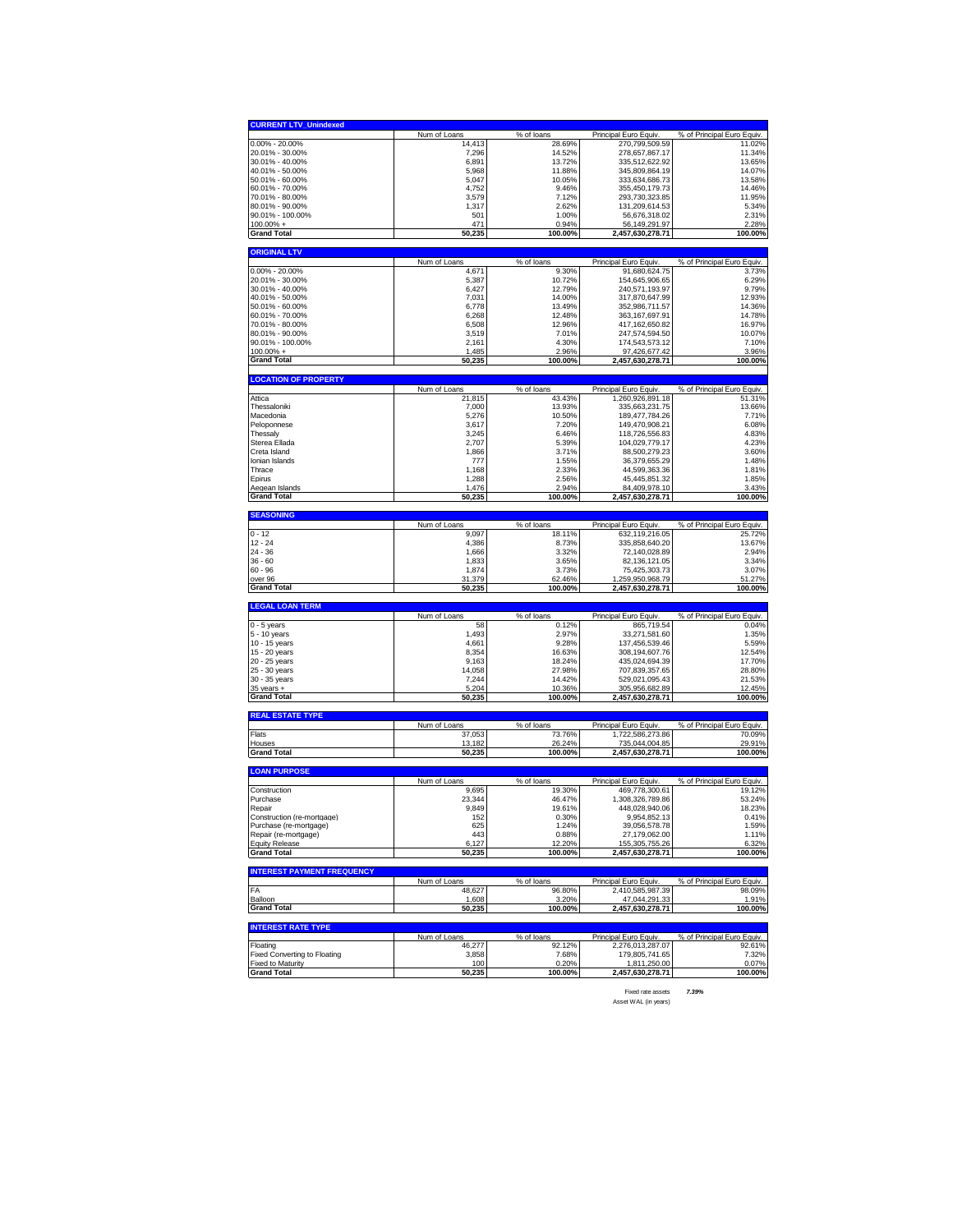### CURRENT LTV_Unindexed

| | Num of Loans | % of loans | Principal Euro Equiv. | % of Principal Euro Equiv. |
|---|---|---|---|---|
| 0.00% - 20.00% | 14,413 | 28.69% | 270,799,509.59 | 11.02% |
| 20.01% - 30.00% | 7,296 | 14.52% | 278,657,867.17 | 11.34% |
| 30.01% - 40.00% | 6,891 | 13.72% | 335,512,622.92 | 13.65% |
| 40.01% - 50.00% | 5,968 | 11.88% | 345,809,864.19 | 14.07% |
| 50.01% - 60.00% | 5,047 | 10.05% | 333,634,686.73 | 13.58% |
| 60.01% - 70.00% | 4,752 | 9.46% | 355,450,179.73 | 14.46% |
| 70.01% - 80.00% | 3,579 | 7.12% | 293,730,323.85 | 11.95% |
| 80.01% - 90.00% | 1,317 | 2.62% | 131,209,614.53 | 5.34% |
| 90.01% - 100.00% | 501 | 1.00% | 56,676,318.02 | 2.31% |
| 100.00% + | 471 | 0.94% | 56,149,291.97 | 2.28% |
| **Grand Total** | **50,235** | **100.00%** | **2,457,630,278.71** | **100.00%** |

### ORIGINAL LTV

| | Num of Loans | % of loans | Principal Euro Equiv. | % of Principal Euro Equiv. |
|---|---|---|---|---|
| 0.00% - 20.00% | 4,671 | 9.30% | 91,680,624.75 | 3.73% |
| 20.01% - 30.00% | 5,387 | 10.72% | 154,645,906.65 | 6.29% |
| 30.01% - 40.00% | 6,427 | 12.79% | 240,571,193.97 | 9.79% |
| 40.01% - 50.00% | 7,031 | 14.00% | 317,870,647.99 | 12.93% |
| 50.01% - 60.00% | 6,778 | 13.49% | 352,986,711.57 | 14.36% |
| 60.01% - 70.00% | 6,268 | 12.48% | 363,167,697.91 | 14.78% |
| 70.01% - 80.00% | 6,508 | 12.96% | 417,162,650.82 | 16.97% |
| 80.01% - 90.00% | 3,519 | 7.01% | 247,574,594.50 | 10.07% |
| 90.01% - 100.00% | 2,161 | 4.30% | 174,543,573.12 | 7.10% |
| 100.00% + | 1,485 | 2.96% | 97,426,677.42 | 3.96% |
| **Grand Total** | **50,235** | **100.00%** | **2,457,630,278.71** | **100.00%** |

### LOCATION OF PROPERTY

| | Num of Loans | % of loans | Principal Euro Equiv. | % of Principal Euro Equiv. |
|---|---|---|---|---|
| Attica | 21,815 | 43.43% | 1,260,926,891.18 | 51.31% |
| Thessaloniki | 7,000 | 13.93% | 335,663,231.75 | 13.66% |
| Macedonia | 5,276 | 10.50% | 189,477,784.26 | 7.71% |
| Peloponnese | 3,617 | 7.20% | 149,470,908.21 | 6.08% |
| Thessaly | 3,245 | 6.46% | 118,726,556.83 | 4.83% |
| Sterea Ellada | 2,707 | 5.39% | 104,029,779.17 | 4.23% |
| Creta Island | 1,866 | 3.71% | 88,500,279.23 | 3.60% |
| Ionian Islands | 777 | 1.55% | 36,379,655.29 | 1.48% |
| Thrace | 1,168 | 2.33% | 44,599,363.36 | 1.81% |
| Epirus | 1,288 | 2.56% | 45,445,851.32 | 1.85% |
| Aegean Islands | 1,476 | 2.94% | 84,409,978.10 | 3.43% |
| **Grand Total** | **50,235** | **100.00%** | **2,457,630,278.71** | **100.00%** |

### SEASONING

| | Num of Loans | % of loans | Principal Euro Equiv. | % of Principal Euro Equiv. |
|---|---|---|---|---|
| 0 - 12 | 9,097 | 18.11% | 632,119,216.05 | 25.72% |
| 12 - 24 | 4,386 | 8.73% | 335,858,640.20 | 13.67% |
| 24 - 36 | 1,666 | 3.32% | 72,140,028.89 | 2.94% |
| 36 - 60 | 1,833 | 3.65% | 82,136,121.05 | 3.34% |
| 60 - 96 | 1,874 | 3.73% | 75,425,303.73 | 3.07% |
| over 96 | 31,379 | 62.46% | 1,259,950,968.79 | 51.27% |
| **Grand Total** | **50,235** | **100.00%** | **2,457,630,278.71** | **100.00%** |

### LEGAL LOAN TERM

| | Num of Loans | % of loans | Principal Euro Equiv. | % of Principal Euro Equiv. |
|---|---|---|---|---|
| 0 - 5 years | 58 | 0.12% | 865,719.54 | 0.04% |
| 5 - 10 years | 1,493 | 2.97% | 33,271,581.60 | 1.35% |
| 10 - 15 years | 4,661 | 9.28% | 137,456,539.46 | 5.59% |
| 15 - 20 years | 8,354 | 16.63% | 308,194,607.76 | 12.54% |
| 20 - 25 years | 9,163 | 18.24% | 435,024,694.39 | 17.70% |
| 25 - 30 years | 14,058 | 27.98% | 707,839,357.65 | 28.80% |
| 30 - 35 years | 7,244 | 14.42% | 529,021,095.43 | 21.53% |
| 35 years + | 5,204 | 10.36% | 305,956,682.89 | 12.45% |
| **Grand Total** | **50,235** | **100.00%** | **2,457,630,278.71** | **100.00%** |

### REAL ESTATE TYPE

| | Num of Loans | % of loans | Principal Euro Equiv. | % of Principal Euro Equiv. |
|---|---|---|---|---|
| Flats | 37,053 | 73.76% | 1,722,586,273.86 | 70.09% |
| Houses | 13,182 | 26.24% | 735,044,004.85 | 29.91% |
| **Grand Total** | **50,235** | **100.00%** | **2,457,630,278.71** | **100.00%** |

### LOAN PURPOSE

| | Num of Loans | % of loans | Principal Euro Equiv. | % of Principal Euro Equiv. |
|---|---|---|---|---|
| Construction | 9,695 | 19.30% | 469,778,300.61 | 19.12% |
| Purchase | 23,344 | 46.47% | 1,308,326,789.86 | 53.24% |
| Repair | 9,849 | 19.61% | 448,028,940.06 | 18.23% |
| Construction (re-mortgage) | 152 | 0.30% | 9,954,852.13 | 0.41% |
| Purchase (re-mortgage) | 625 | 1.24% | 39,056,578.78 | 1.59% |
| Repair (re-mortgage) | 443 | 0.88% | 27,179,062.00 | 1.11% |
| Equity Release | 6,127 | 12.20% | 155,305,755.26 | 6.32% |
| **Grand Total** | **50,235** | **100.00%** | **2,457,630,278.71** | **100.00%** |

### INTEREST PAYMENT FREQUENCY

| | Num of Loans | % of loans | Principal Euro Equiv. | % of Principal Euro Equiv. |
|---|---|---|---|---|
| FA | 48,627 | 96.80% | 2,410,585,987.39 | 98.09% |
| Balloon | 1,608 | 3.20% | 47,044,291.33 | 1.91% |
| **Grand Total** | **50,235** | **100.00%** | **2,457,630,278.71** | **100.00%** |

### INTEREST RATE TYPE

| | Num of Loans | % of loans | Principal Euro Equiv. | % of Principal Euro Equiv. |
|---|---|---|---|---|
| Floating | 46,277 | 92.12% | 2,276,013,287.07 | 92.61% |
| Fixed Converting to Floating | 3,858 | 7.68% | 179,805,741.65 | 7.32% |
| Fixed to Maturity | 100 | 0.20% | 1,811,250.00 | 0.07% |
| **Grand Total** | **50,235** | **100.00%** | **2,457,630,278.71** | **100.00%** |

| | |
|---|---|
| Fixed rate assets | *7.39%* |
| Asset WAL (in years) | |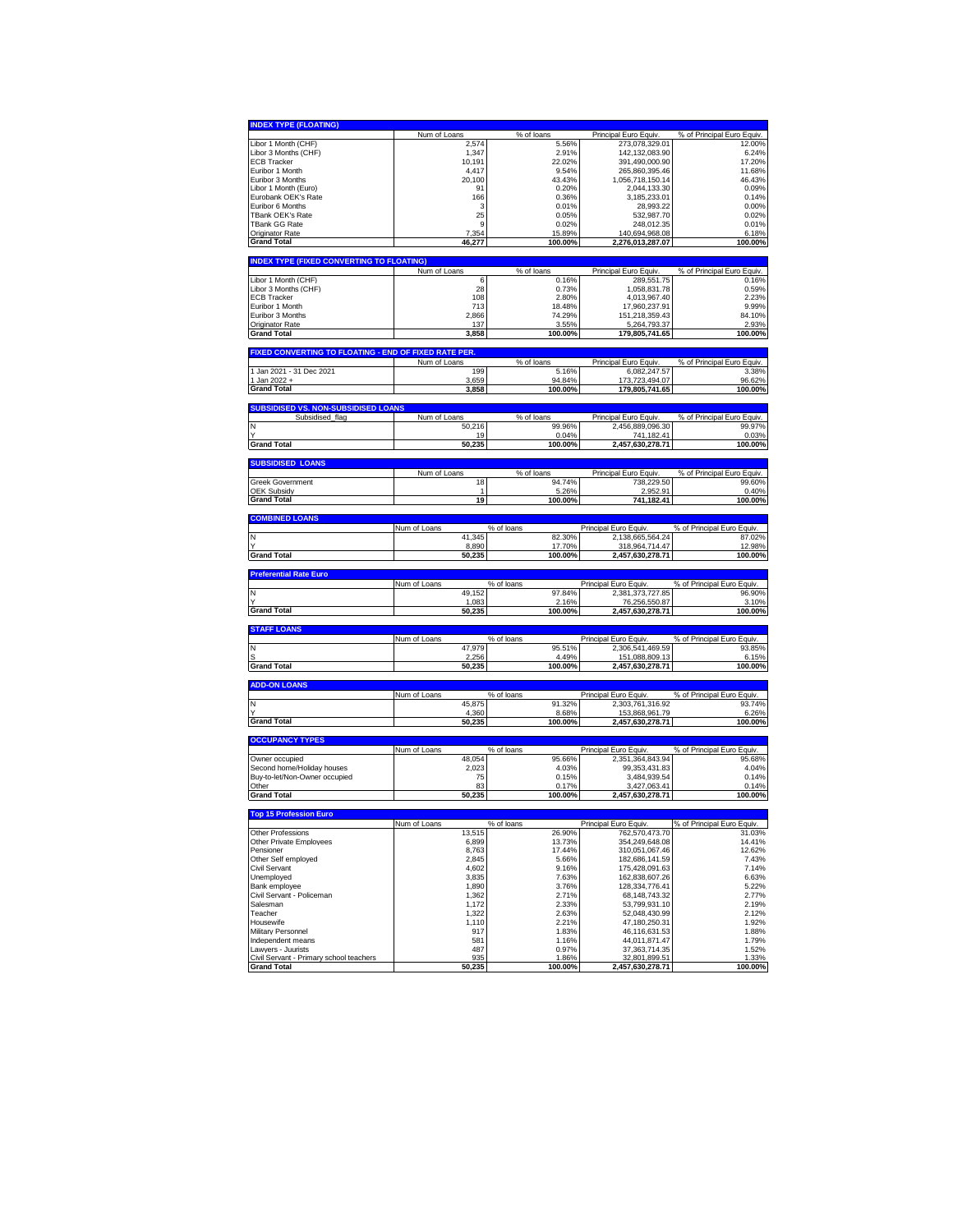| INDEX TYPE (FLOATING) | Num of Loans | % of loans | Principal Euro Equiv. | % of Principal Euro Equiv. |
|---|---|---|---|---|
| Libor 1 Month (CHF) | 2,574 | 5.56% | 273,078,329.01 | 12.00% |
| Libor 3 Months (CHF) | 1,347 | 2.91% | 142,132,083.90 | 6.24% |
| ECB Tracker | 10,191 | 22.02% | 391,490,000.90 | 17.20% |
| Euribor 1 Month | 4,417 | 9.54% | 265,860,395.46 | 11.68% |
| Euribor 3 Months | 20,100 | 43.43% | 1,056,718,150.14 | 46.43% |
| Libor 1 Month (Euro) | 91 | 0.20% | 2,044,133.30 | 0.09% |
| Eurobank OEK's Rate | 166 | 0.36% | 3,185,233.01 | 0.14% |
| Euribor 6 Months | 3 | 0.01% | 28,993.22 | 0.00% |
| TBank OEK's Rate | 25 | 0.05% | 532,987.70 | 0.02% |
| TBank GG Rate | 9 | 0.02% | 248,012.35 | 0.01% |
| Originator Rate | 7,354 | 15.89% | 140,694,968.08 | 6.18% |
| **Grand Total** | **46,277** | **100.00%** | **2,276,013,287.07** | **100.00%** |

| INDEX TYPE (FIXED CONVERTING TO FLOATING) | Num of Loans | % of loans | Principal Euro Equiv. | % of Principal Euro Equiv. |
|---|---|---|---|---|
| Libor 1 Month (CHF) | 6 | 0.16% | 289,551.75 | 0.16% |
| Libor 3 Months (CHF) | 28 | 0.73% | 1,058,831.78 | 0.59% |
| ECB Tracker | 108 | 2.80% | 4,013,967.40 | 2.23% |
| Euribor 1 Month | 713 | 18.48% | 17,960,237.91 | 9.99% |
| Euribor 3 Months | 2,866 | 74.29% | 151,218,359.43 | 84.10% |
| Originator Rate | 137 | 3.55% | 5,264,793.37 | 2.93% |
| **Grand Total** | **3,858** | **100.00%** | **179,805,741.65** | **100.00%** |

| FIXED CONVERTING TO FLOATING - END OF FIXED RATE PER. | Num of Loans | % of loans | Principal Euro Equiv. | % of Principal Euro Equiv. |
|---|---|---|---|---|
| 1 Jan 2021 - 31 Dec 2021 | 199 | 5.16% | 6,082,247.57 | 3.38% |
| 1 Jan 2022 + | 3,659 | 94.84% | 173,723,494.07 | 96.62% |
| **Grand Total** | **3,858** | **100.00%** | **179,805,741.65** | **100.00%** |

| SUBSIDISED VS. NON-SUBSIDISED LOANS | | | | |
|---|---|---|---|---|
| Subsidised_flag | Num of Loans | % of loans | Principal Euro Equiv. | % of Principal Euro Equiv. |
| N | 50,216 | 99.96% | 2,456,889,096.30 | 99.97% |
| Y | 19 | 0.04% | 741,182.41 | 0.03% |
| **Grand Total** | **50,235** | **100.00%** | **2,457,630,278.71** | **100.00%** |

| SUBSIDISED LOANS | Num of Loans | % of loans | Principal Euro Equiv. | % of Principal Euro Equiv. |
|---|---|---|---|---|
| Greek Government | 18 | 94.74% | 738,229.50 | 99.60% |
| OEK Subsidy | 1 | 5.26% | 2,952.91 | 0.40% |
| **Grand Total** | **19** | **100.00%** | **741,182.41** | **100.00%** |

| COMBINED LOANS | Num of Loans | % of loans | Principal Euro Equiv. | % of Principal Euro Equiv. |
|---|---|---|---|---|
| N | 41,345 | 82.30% | 2,138,665,564.24 | 87.02% |
| Y | 8,890 | 17.70% | 318,964,714.47 | 12.98% |
| **Grand Total** | **50,235** | **100.00%** | **2,457,630,278.71** | **100.00%** |

| Preferential Rate Euro | Num of Loans | % of loans | Principal Euro Equiv. | % of Principal Euro Equiv. |
|---|---|---|---|---|
| N | 49,152 | 97.84% | 2,381,373,727.85 | 96.90% |
| Y | 1,083 | 2.16% | 76,256,550.87 | 3.10% |
| **Grand Total** | **50,235** | **100.00%** | **2,457,630,278.71** | **100.00%** |

| STAFF LOANS | Num of Loans | % of loans | Principal Euro Equiv. | % of Principal Euro Equiv. |
|---|---|---|---|---|
| N | 47,979 | 95.51% | 2,306,541,469.59 | 93.85% |
| S | 2,256 | 4.49% | 151,088,809.13 | 6.15% |
| **Grand Total** | **50,235** | **100.00%** | **2,457,630,278.71** | **100.00%** |

| ADD-ON LOANS | Num of Loans | % of loans | Principal Euro Equiv. | % of Principal Euro Equiv. |
|---|---|---|---|---|
| N | 45,875 | 91.32% | 2,303,761,316.92 | 93.74% |
| Y | 4,360 | 8.68% | 153,868,961.79 | 6.26% |
| **Grand Total** | **50,235** | **100.00%** | **2,457,630,278.71** | **100.00%** |

| OCCUPANCY TYPES | Num of Loans | % of loans | Principal Euro Equiv. | % of Principal Euro Equiv. |
|---|---|---|---|---|
| Owner occupied | 48,054 | 95.66% | 2,351,364,843.94 | 95.68% |
| Second home/Holiday houses | 2,023 | 4.03% | 99,353,431.83 | 4.04% |
| Buy-to-let/Non-Owner occupied | 75 | 0.15% | 3,484,939.54 | 0.14% |
| Other | 83 | 0.17% | 3,427,063.41 | 0.14% |
| **Grand Total** | **50,235** | **100.00%** | **2,457,630,278.71** | **100.00%** |

| Top 15 Profession Euro | Num of Loans | % of loans | Principal Euro Equiv. | % of Principal Euro Equiv. |
|---|---|---|---|---|
| Other Professions | 13,515 | 26.90% | 762,570,473.70 | 31.03% |
| Other Private Employees | 6,899 | 13.73% | 354,249,648.08 | 14.41% |
| Pensioner | 8,763 | 17.44% | 310,051,067.46 | 12.62% |
| Other Self employed | 2,845 | 5.66% | 182,686,141.59 | 7.43% |
| Civil Servant | 4,602 | 9.16% | 175,428,091.63 | 7.14% |
| Unemployed | 3,835 | 7.63% | 162,838,607.26 | 6.63% |
| Bank employee | 1,890 | 3.76% | 128,334,776.41 | 5.22% |
| Civil Servant - Policeman | 1,362 | 2.71% | 68,148,743.32 | 2.77% |
| Salesman | 1,172 | 2.33% | 53,799,931.10 | 2.19% |
| Teacher | 1,322 | 2.63% | 52,048,430.99 | 2.12% |
| Housewife | 1,110 | 2.21% | 47,180,250.31 | 1.92% |
| Military Personnel | 917 | 1.83% | 46,116,631.53 | 1.88% |
| Independent means | 581 | 1.16% | 44,011,871.47 | 1.79% |
| Lawyers - Juurists | 487 | 0.97% | 37,363,714.35 | 1.52% |
| Civil Servant - Primary school teachers | 935 | 1.86% | 32,801,899.51 | 1.33% |
| **Grand Total** | **50,235** | **100.00%** | **2,457,630,278.71** | **100.00%** |